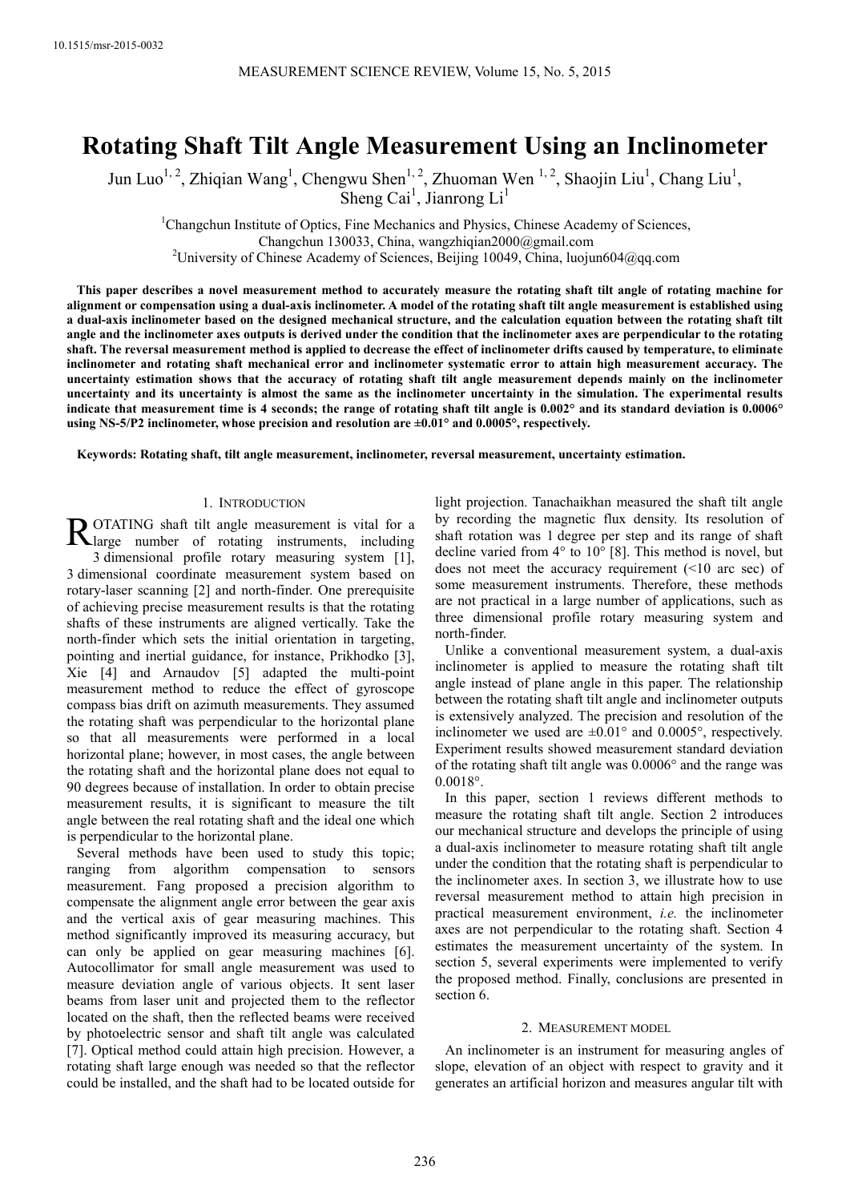# Rotating Shaft Tilt Angle Measurement Using an Inclinometer

Jun Luo[1, 2], Zhiqian Wang[1], Chengwu Shen[1, 2], Zhuoman Wen [1, 2], Shaojin Liu[1], Chang Liu[1], Sheng Cai[1], Jianrong Li[1]

[1]Changchun Institute of Optics, Fine Mechanics and Physics, Chinese Academy of Sciences, Changchun 130033, China, wangzhiqian2000@gmail.com

[2]University of Chinese Academy of Sciences, Beijing 10049, China, luojun604@qq.com

**This paper describes a novel measurement method to accurately measure the rotating shaft tilt angle of rotating machine for alignment or compensation using a dual-axis inclinometer. A model of the rotating shaft tilt angle measurement is established using a dual-axis inclinometer based on the designed mechanical structure, and the calculation equation between the rotating shaft tilt angle and the inclinometer axes outputs is derived under the condition that the inclinometer axes are perpendicular to the rotating shaft. The reversal measurement method is applied to decrease the effect of inclinometer drifts caused by temperature, to eliminate inclinometer and rotating shaft mechanical error and inclinometer systematic error to attain high measurement accuracy. The uncertainty estimation shows that the accuracy of rotating shaft tilt angle measurement depends mainly on the inclinometer uncertainty and its uncertainty is almost the same as the inclinometer uncertainty in the simulation. The experimental results indicate that measurement time is 4 seconds; the range of rotating shaft tilt angle is 0.002° and its standard deviation is 0.0006° using NS-5/P2 inclinometer, whose precision and resolution are ±0.01° and 0.0005°, respectively.**

**Keywords: Rotating shaft, tilt angle measurement, inclinometer, reversal measurement, uncertainty estimation.**

## 1. Introduction

ROTATING shaft tilt angle measurement is vital for a large number of rotating instruments, including 3 dimensional profile rotary measuring system [1], 3 dimensional coordinate measurement system based on rotary-laser scanning [2] and north-finder. One prerequisite of achieving precise measurement results is that the rotating shafts of these instruments are aligned vertically. Take the north-finder which sets the initial orientation in targeting, pointing and inertial guidance, for instance, Prikhodko [3], Xie [4] and Arnaudov [5] adapted the multi-point measurement method to reduce the effect of gyroscope compass bias drift on azimuth measurements. They assumed the rotating shaft was perpendicular to the horizontal plane so that all measurements were performed in a local horizontal plane; however, in most cases, the angle between the rotating shaft and the horizontal plane does not equal to 90 degrees because of installation. In order to obtain precise measurement results, it is significant to measure the tilt angle between the real rotating shaft and the ideal one which is perpendicular to the horizontal plane.

Several methods have been used to study this topic; ranging from algorithm compensation to sensors measurement. Fang proposed a precision algorithm to compensate the alignment angle error between the gear axis and the vertical axis of gear measuring machines. This method significantly improved its measuring accuracy, but can only be applied on gear measuring machines [6]. Autocollimator for small angle measurement was used to measure deviation angle of various objects. It sent laser beams from laser unit and projected them to the reflector located on the shaft, then the reflected beams were received by photoelectric sensor and shaft tilt angle was calculated [7]. Optical method could attain high precision. However, a rotating shaft large enough was needed so that the reflector could be installed, and the shaft had to be located outside for light projection. Tanachaikhan measured the shaft tilt angle by recording the magnetic flux density. Its resolution of shaft rotation was 1 degree per step and its range of shaft decline varied from 4° to 10° [8]. This method is novel, but does not meet the accuracy requirement (<10 arc sec) of some measurement instruments. Therefore, these methods are not practical in a large number of applications, such as three dimensional profile rotary measuring system and north-finder.

Unlike a conventional measurement system, a dual-axis inclinometer is applied to measure the rotating shaft tilt angle instead of plane angle in this paper. The relationship between the rotating shaft tilt angle and inclinometer outputs is extensively analyzed. The precision and resolution of the inclinometer we used are ±0.01° and 0.0005°, respectively. Experiment results showed measurement standard deviation of the rotating shaft tilt angle was 0.0006° and the range was 0.0018°.

In this paper, section 1 reviews different methods to measure the rotating shaft tilt angle. Section 2 introduces our mechanical structure and develops the principle of using a dual-axis inclinometer to measure rotating shaft tilt angle under the condition that the rotating shaft is perpendicular to the inclinometer axes. In section 3, we illustrate how to use reversal measurement method to attain high precision in practical measurement environment, *i.e.* the inclinometer axes are not perpendicular to the rotating shaft. Section 4 estimates the measurement uncertainty of the system. In section 5, several experiments were implemented to verify the proposed method. Finally, conclusions are presented in section 6.

## 2. Measurement model

An inclinometer is an instrument for measuring angles of slope, elevation of an object with respect to gravity and it generates an artificial horizon and measures angular tilt with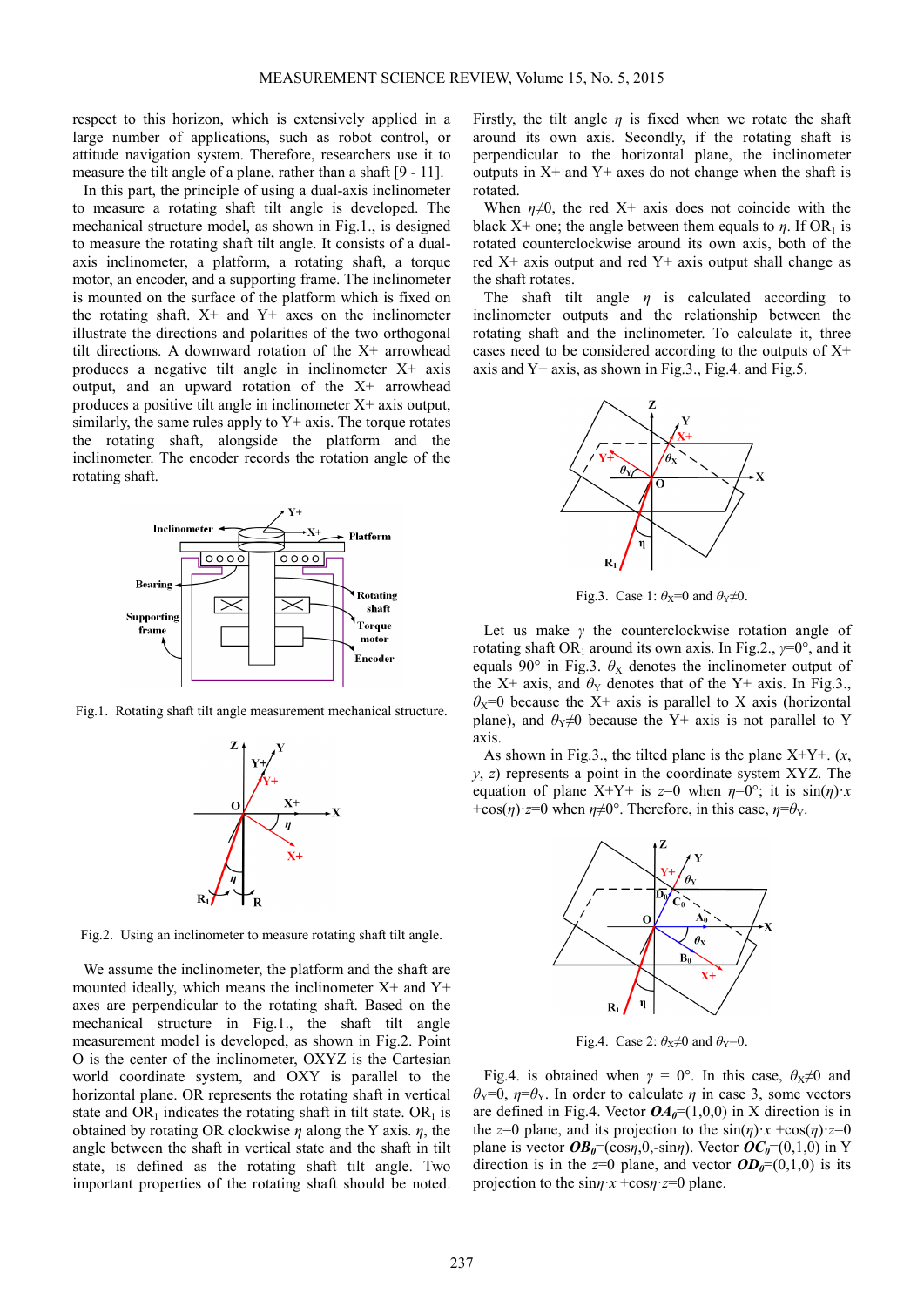respect to this horizon, which is extensively applied in a large number of applications, such as robot control, or attitude navigation system. Therefore, researchers use it to measure the tilt angle of a plane, rather than a shaft [9 - 11].

In this part, the principle of using a dual-axis inclinometer to measure a rotating shaft tilt angle is developed. The mechanical structure model, as shown in Fig.1., is designed to measure the rotating shaft tilt angle. It consists of a dual-axis inclinometer, a platform, a rotating shaft, a torque motor, an encoder, and a supporting frame. The inclinometer is mounted on the surface of the platform which is fixed on the rotating shaft. X+ and Y+ axes on the inclinometer illustrate the directions and polarities of the two orthogonal tilt directions. A downward rotation of the X+ arrowhead produces a negative tilt angle in inclinometer X+ axis output, and an upward rotation of the X+ arrowhead produces a positive tilt angle in inclinometer X+ axis output, similarly, the same rules apply to Y+ axis. The torque rotates the rotating shaft, alongside the platform and the inclinometer. The encoder records the rotation angle of the rotating shaft.

Fig.1. Rotating shaft tilt angle measurement mechanical structure.

Fig.2. Using an inclinometer to measure rotating shaft tilt angle.

We assume the inclinometer, the platform and the shaft are mounted ideally, which means the inclinometer X+ and Y+ axes are perpendicular to the rotating shaft. Based on the mechanical structure in Fig.1., the shaft tilt angle measurement model is developed, as shown in Fig.2. Point O is the center of the inclinometer, OXYZ is the Cartesian world coordinate system, and OXY is parallel to the horizontal plane. OR represents the rotating shaft in vertical state and $OR_1$ indicates the rotating shaft in tilt state. $OR_1$ is obtained by rotating OR clockwise $\eta$ along the Y axis. $\eta$, the angle between the shaft in vertical state and the shaft in tilt state, is defined as the rotating shaft tilt angle. Two important properties of the rotating shaft should be noted. Firstly, the tilt angle $\eta$ is fixed when we rotate the shaft around its own axis. Secondly, if the rotating shaft is perpendicular to the horizontal plane, the inclinometer outputs in X+ and Y+ axes do not change when the shaft is rotated.

When $\eta \neq 0$, the red X+ axis does not coincide with the black X+ one; the angle between them equals to $\eta$. If $OR_1$ is rotated counterclockwise around its own axis, both of the red X+ axis output and red Y+ axis output shall change as the shaft rotates.

The shaft tilt angle $\eta$ is calculated according to inclinometer outputs and the relationship between the rotating shaft and the inclinometer. To calculate it, three cases need to be considered according to the outputs of X+ axis and Y+ axis, as shown in Fig.3., Fig.4. and Fig.5.

Fig.3. Case 1: $\theta_X$=0 and $\theta_Y \neq 0$.

Let us make $\gamma$ the counterclockwise rotation angle of rotating shaft $OR_1$ around its own axis. In Fig.2., $\gamma$=0°, and it equals 90° in Fig.3. $\theta_X$ denotes the inclinometer output of the X+ axis, and $\theta_Y$ denotes that of the Y+ axis. In Fig.3., $\theta_X$=0 because the X+ axis is parallel to X axis (horizontal plane), and $\theta_Y \neq 0$ because the Y+ axis is not parallel to Y axis.

As shown in Fig.3., the tilted plane is the plane X+Y+. ($x$, $y$, $z$) represents a point in the coordinate system XYZ. The equation of plane X+Y+ is $z$=0 when $\eta$=0°; it is $\sin(\eta)\cdot x + \cos(\eta)\cdot z = 0$ when $\eta \neq 0$°. Therefore, in this case, $\eta = \theta_Y$.

Fig.4. Case 2: $\theta_X \neq 0$ and $\theta_Y$=0.

Fig.4. is obtained when $\gamma$ = 0°. In this case, $\theta_X \neq 0$ and $\theta_Y$=0, $\eta = \theta_Y$. In order to calculate $\eta$ in case 3, some vectors are defined in Fig.4. Vector $\boldsymbol{OA_0}$=(1,0,0) in X direction is in the $z$=0 plane, and its projection to the $\sin(\eta)\cdot x + \cos(\eta)\cdot z = 0$ plane is vector $\boldsymbol{OB_0}$=($\cos\eta$,0,-$\sin\eta$). Vector $\boldsymbol{OC_0}$=(0,1,0) in Y direction is in the $z$=0 plane, and vector $\boldsymbol{OD_0}$=(0,1,0) is its projection to the $\sin\eta\cdot x + \cos\eta\cdot z = 0$ plane.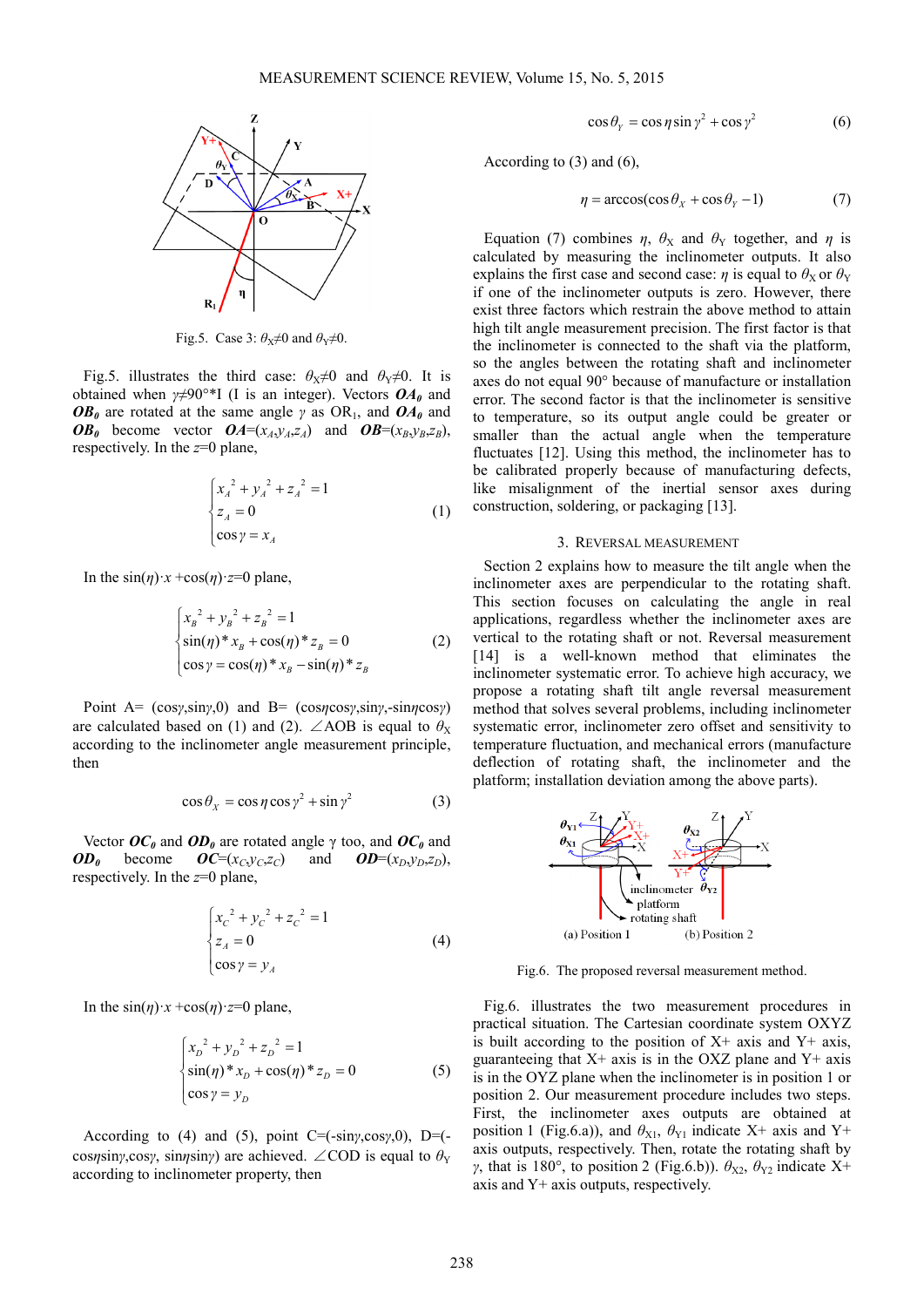Fig.5. Case 3: $\theta_X \neq 0$ and $\theta_Y \neq 0$.

Fig.5. illustrates the third case: $\theta_X \neq 0$ and $\theta_Y \neq 0$. It is obtained when $\gamma \neq 90° * I$ (I is an integer). Vectors $\boldsymbol{OA_0}$ and $\boldsymbol{OB_0}$ are rotated at the same angle $\gamma$ as $OR_1$, and $\boldsymbol{OA_0}$ and $\boldsymbol{OB_0}$ become vector $\boldsymbol{OA}=(x_A,y_A,z_A)$ and $\boldsymbol{OB}=(x_B,y_B,z_B)$, respectively. In the $z$=0 plane,

$$\begin{cases} x_A^{\ 2} + y_A^{\ 2} + z_A^{\ 2} = 1 \\ z_A = 0 \\ \cos\gamma = x_A \end{cases} \tag{1}$$

In the $\sin(\eta)\cdot x + \cos(\eta)\cdot z$=0 plane,

$$\begin{cases} x_B^{\ 2} + y_B^{\ 2} + z_B^{\ 2} = 1 \\ \sin(\eta) * x_B + \cos(\eta) * z_B = 0 \\ \cos\gamma = \cos(\eta) * x_B - \sin(\eta) * z_B \end{cases} \tag{2}$$

Point A= $(\cos\gamma,\sin\gamma,0)$ and B= $(\cos\eta\cos\gamma,\sin\gamma,-\sin\eta\cos\gamma)$ are calculated based on (1) and (2). $\angle AOB$ is equal to $\theta_X$ according to the inclinometer angle measurement principle, then

$$\cos\theta_X = \cos\eta\cos\gamma^2 + \sin\gamma^2 \tag{3}$$

Vector $\boldsymbol{OC_0}$ and $\boldsymbol{OD_0}$ are rotated angle γ too, and $\boldsymbol{OC_0}$ and $\boldsymbol{OD_0}$ become $\boldsymbol{OC}=(x_C,y_C,z_C)$ and $\boldsymbol{OD}=(x_D,y_D,z_D)$, respectively. In the $z$=0 plane,

$$\begin{cases} x_C^{\ 2} + y_C^{\ 2} + z_C^{\ 2} = 1 \\ z_A = 0 \\ \cos\gamma = y_A \end{cases} \tag{4}$$

In the $\sin(\eta)\cdot x + \cos(\eta)\cdot z$=0 plane,

$$\begin{cases} x_D^{\ 2} + y_D^{\ 2} + z_D^{\ 2} = 1 \\ \sin(\eta) * x_D + \cos(\eta) * z_D = 0 \\ \cos\gamma = y_D \end{cases} \tag{5}$$

According to (4) and (5), point C=$(-\sin\gamma,\cos\gamma,0)$, D=$(-\cos\eta\sin\gamma,\cos\gamma,\sin\eta\sin\gamma)$ are achieved. $\angle COD$ is equal to $\theta_Y$ according to inclinometer property, then

$$\cos\theta_Y = \cos\eta\sin\gamma^2 + \cos\gamma^2 \tag{6}$$

According to (3) and (6),

$$\eta = \arccos(\cos\theta_X + \cos\theta_Y - 1) \tag{7}$$

Equation (7) combines $\eta$, $\theta_X$ and $\theta_Y$ together, and $\eta$ is calculated by measuring the inclinometer outputs. It also explains the first case and second case: $\eta$ is equal to $\theta_X$ or $\theta_Y$ if one of the inclinometer outputs is zero. However, there exist three factors which restrain the above method to attain high tilt angle measurement precision. The first factor is that the inclinometer is connected to the shaft via the platform, so the angles between the rotating shaft and inclinometer axes do not equal 90° because of manufacture or installation error. The second factor is that the inclinometer is sensitive to temperature, so its output angle could be greater or smaller than the actual angle when the temperature fluctuates [12]. Using this method, the inclinometer has to be calibrated properly because of manufacturing defects, like misalignment of the inertial sensor axes during construction, soldering, or packaging [13].

## 3. Reversal Measurement

Section 2 explains how to measure the tilt angle when the inclinometer axes are perpendicular to the rotating shaft. This section focuses on calculating the angle in real applications, regardless whether the inclinometer axes are vertical to the rotating shaft or not. Reversal measurement [14] is a well-known method that eliminates the inclinometer systematic error. To achieve high accuracy, we propose a rotating shaft tilt angle reversal measurement method that solves several problems, including inclinometer systematic error, inclinometer zero offset and sensitivity to temperature fluctuation, and mechanical errors (manufacture deflection of rotating shaft, the inclinometer and the platform; installation deviation among the above parts).

Fig.6. The proposed reversal measurement method.

Fig.6. illustrates the two measurement procedures in practical situation. The Cartesian coordinate system OXYZ is built according to the position of X+ axis and Y+ axis, guaranteeing that X+ axis is in the OXZ plane and Y+ axis is in the OYZ plane when the inclinometer is in position 1 or position 2. Our measurement procedure includes two steps. First, the inclinometer axes outputs are obtained at position 1 (Fig.6.a)), and $\theta_{X1}$, $\theta_{Y1}$ indicate X+ axis and Y+ axis outputs. Then, rotate the rotating shaft by $\gamma$, that is 180°, to position 2 (Fig.6.b)). $\theta_{X2}$, $\theta_{Y2}$ indicate X+ axis and Y+ axis outputs, respectively.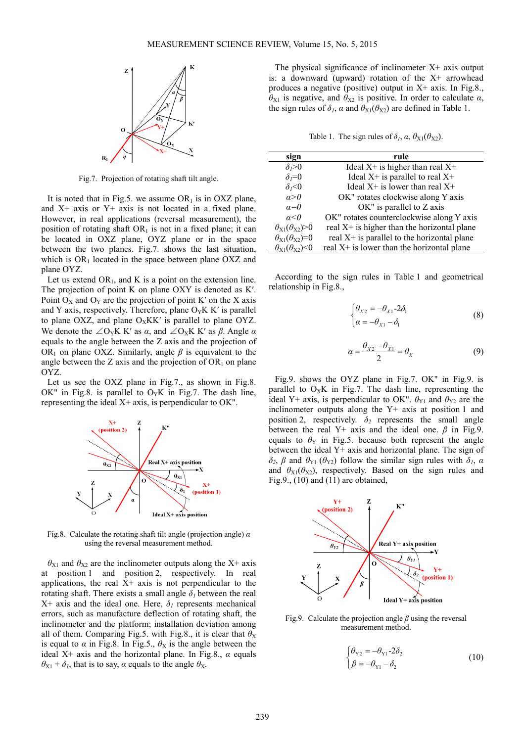Fig.7. Projection of rotating shaft tilt angle.

It is noted that in Fig.5. we assume $OR_1$ is in OXZ plane, and X+ axis or Y+ axis is not located in a fixed plane. However, in real applications (reversal measurement), the position of rotating shaft $OR_1$ is not in a fixed plane; it can be located in OXZ plane, OYZ plane or in the space between the two planes. Fig.7. shows the last situation, which is $OR_1$ located in the space between plane OXZ and plane OYZ.

Let us extend $OR_1$, and K is a point on the extension line. The projection of point K on plane OXY is denoted as K′. Point $O_X$ and $O_Y$ are the projection of point K′ on the X axis and Y axis, respectively. Therefore, plane $O_Y$K K′ is parallel to plane OXZ, and plane $O_X$KK′ is parallel to plane OYZ. We denote the $\angle O_Y K K'$ as $\alpha$, and $\angle O_X K K'$ as $\beta$. Angle $\alpha$ equals to the angle between the Z axis and the projection of $OR_1$ on plane OXZ. Similarly, angle $\beta$ is equivalent to the angle between the Z axis and the projection of $OR_1$ on plane OYZ.

Let us see the OXZ plane in Fig.7., as shown in Fig.8. OK" in Fig.8. is parallel to $O_Y$K in Fig.7. The dash line, representing the ideal X+ axis, is perpendicular to OK".

Fig.8. Calculate the rotating shaft tilt angle (projection angle) $\alpha$ using the reversal measurement method.

$\theta_{X1}$ and $\theta_{X2}$ are the inclinometer outputs along the X+ axis at position 1 and position 2, respectively. In real applications, the real X+ axis is not perpendicular to the rotating shaft. There exists a small angle $\delta_1$ between the real X+ axis and the ideal one. Here, $\delta_1$ represents mechanical errors, such as manufacture deflection of rotating shaft, the inclinometer and the platform; installation deviation among all of them. Comparing Fig.5. with Fig.8., it is clear that $\theta_X$ is equal to $\alpha$ in Fig.8. In Fig.5., $\theta_X$ is the angle between the ideal X+ axis and the horizontal plane. In Fig.8., $\alpha$ equals $\theta_{X1} + \delta_1$, that is to say, $\alpha$ equals to the angle $\theta_X$.

The physical significance of inclinometer X+ axis output is: a downward (upward) rotation of the X+ arrowhead produces a negative (positive) output in X+ axis. In Fig.8., $\theta_{X1}$ is negative, and $\theta_{X2}$ is positive. In order to calculate $\alpha$, the sign rules of $\delta_1$, $\alpha$ and $\theta_{X1}(\theta_{X2})$ are defined in Table 1.

Table 1. The sign rules of $\delta_1$, $\alpha$, $\theta_{X1}(\theta_{X2})$.

| sign | rule |
|---|---|
| $\delta_1>0$ | Ideal X+ is higher than real X+ |
| $\delta_1=0$ | Ideal X+ is parallel to real X+ |
| $\delta_1<0$ | Ideal X+ is lower than real X+ |
| $\alpha>0$ | OK" rotates clockwise along Y axis |
| $\alpha=0$ | OK" is parallel to Z axis |
| $\alpha<0$ | OK" rotates counterclockwise along Y axis |
| $\theta_{X1}(\theta_{X2})>0$ | real X+ is higher than the horizontal plane |
| $\theta_{X1}(\theta_{X2})=0$ | real X+ is parallel to the horizontal plane |
| $\theta_{X1}(\theta_{X2})<0$ | real X+ is lower than the horizontal plane |

According to the sign rules in Table 1 and geometrical relationship in Fig.8.,

$$\begin{cases} \theta_{X2} = -\theta_{X1} - 2\delta_1 \\ \alpha = -\theta_{X1} - \delta_1 \end{cases} \tag{8}$$

$$\alpha = \frac{\theta_{X2} - \theta_{X1}}{2} = \theta_X \tag{9}$$

Fig.9. shows the OYZ plane in Fig.7. OK" in Fig.9. is parallel to $O_X$K in Fig.7. The dash line, representing the ideal Y+ axis, is perpendicular to OK". $\theta_{Y1}$ and $\theta_{Y2}$ are the inclinometer outputs along the Y+ axis at position 1 and position 2, respectively. $\delta_2$ represents the small angle between the real Y+ axis and the ideal one. $\beta$ in Fig.9. equals to $\theta_Y$ in Fig.5. because both represent the angle between the ideal Y+ axis and horizontal plane. The sign of $\delta_2$, $\beta$ and $\theta_{Y1}$ ($\theta_{Y2}$) follow the similar sign rules with $\delta_1$, $\alpha$ and $\theta_{X1}(\theta_{X2})$, respectively. Based on the sign rules and Fig.9., (10) and (11) are obtained,

Fig.9. Calculate the projection angle $\beta$ using the reversal measurement method.

$$\begin{cases} \theta_{Y2} = -\theta_{Y1} - 2\delta_2 \\ \beta = -\theta_{Y1} - \delta_2 \end{cases} \tag{10}$$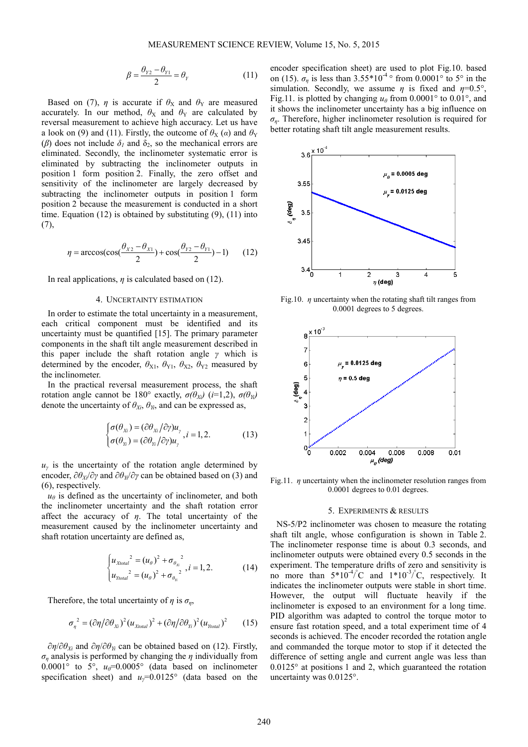$$\beta = \frac{\theta_{Y2} - \theta_{Y1}}{2} = \theta_Y \qquad (11)$$

Based on (7), $\eta$ is accurate if $\theta_X$ and $\theta_Y$ are measured accurately. In our method, $\theta_X$ and $\theta_Y$ are calculated by reversal measurement to achieve high accuracy. Let us have a look on (9) and (11). Firstly, the outcome of $\theta_X$ ($\alpha$) and $\theta_Y$ ($\beta$) does not include $\delta_1$ and $\delta_2$, so the mechanical errors are eliminated. Secondly, the inclinometer systematic error is eliminated by subtracting the inclinometer outputs in position 1 form position 2. Finally, the zero offset and sensitivity of the inclinometer are largely decreased by subtracting the inclinometer outputs in position 1 form position 2 because the measurement is conducted in a short time. Equation (12) is obtained by substituting (9), (11) into (7),

$$\eta = \arccos(\cos(\frac{\theta_{X2} - \theta_{X1}}{2}) + \cos(\frac{\theta_{Y2} - \theta_{Y1}}{2}) - 1) \qquad (12)$$

In real applications, $\eta$ is calculated based on (12).

## 4. Uncertainty Estimation

In order to estimate the total uncertainty in a measurement, each critical component must be identified and its uncertainty must be quantified [15]. The primary parameter components in the shaft tilt angle measurement described in this paper include the shaft rotation angle $\gamma$ which is determined by the encoder, $\theta_{X1}$, $\theta_{Y1}$, $\theta_{X2}$, $\theta_{Y2}$ measured by the inclinometer.

In the practical reversal measurement process, the shaft rotation angle cannot be 180° exactly, $\sigma(\theta_{Xi})$ ($i$=1,2), $\sigma(\theta_{Yi})$ denote the uncertainty of $\theta_{Xi}$, $\theta_{Yi}$, and can be expressed as,

$$\begin{cases} \sigma(\theta_{Xi}) = (\partial\theta_{Xi}/\partial\gamma)u_\gamma \\ \sigma(\theta_{Yi}) = (\partial\theta_{Yi}/\partial\gamma)u_\gamma \end{cases}, i = 1,2. \qquad (13)$$

$u_\gamma$ is the uncertainty of the rotation angle determined by encoder, $\partial\theta_{Xi}/\partial\gamma$ and $\partial\theta_{Yi}/\partial\gamma$ can be obtained based on (3) and (6), respectively.

$u_\theta$ is defined as the uncertainty of inclinometer, and both the inclinometer uncertainty and the shaft rotation error affect the accuracy of $\eta$. The total uncertainty of the measurement caused by the inclinometer uncertainty and shaft rotation uncertainty are defined as,

$$\begin{cases} {u_{Xtotal}}^2 = (u_\theta)^2 + {\sigma_{\theta_{Xi}}}^2 \\ {u_{Ytotal}}^2 = (u_\theta)^2 + {\sigma_{\theta_{Yi}}}^2 \end{cases}, i = 1,2. \qquad (14)$$

Therefore, the total uncertainty of $\eta$ is $\sigma_\eta$,

$$\sigma_\eta^2 = (\partial\eta/\partial\theta_{Xi})^2 (u_{Xtotal})^2 + (\partial\eta/\partial\theta_{Yi})^2 (u_{Ytotal})^2 \qquad (15)$$

$\partial\eta/\partial\theta_{Xi}$ and $\partial\eta/\partial\theta_{Yi}$ can be obtained based on (12). Firstly, $\sigma_\eta$ analysis is performed by changing the $\eta$ individually from 0.0001° to 5°, $u_\theta$=0.0005° (data based on inclinometer specification sheet) and $u_\gamma$=0.0125° (data based on the encoder specification sheet) are used to plot Fig.10. based on (15). $\sigma_\eta$ is less than 3.55*10$^{-4}$ ° from 0.0001° to 5° in the uncertainty simulation. Secondly, we assume $\eta$ is fixed and $\eta$=0.5°, Fig.11. is plotted by changing $u_\theta$ from 0.0001° to 0.01°, and it shows the inclinometer uncertainty has a big influence on $\sigma_\eta$. Therefore, higher inclinometer resolution is required for better rotating shaft tilt angle measurement results.

Fig.10. $\eta$ uncertainty when the rotating shaft tilt ranges from 0.0001 degrees to 5 degrees.

Fig.11. $\eta$ uncertainty when the inclinometer resolution ranges from 0.0001 degrees to 0.01 degrees.

## 5. Experiments & Results

NS-5/P2 inclinometer was chosen to measure the rotating shaft tilt angle, whose configuration is shown in Table 2. The inclinometer response time is about 0.3 seconds, and inclinometer outputs were obtained every 0.5 seconds in the experiment. The temperature drifts of zero and sensitivity is no more than 5*10$^{-4}$/°C and 1*10$^{-3}$/°C, respectively. It indicates the inclinometer outputs were stable in short time. However, the output will fluctuate heavily if the inclinometer is exposed to an environment for a long time. PID algorithm was adapted to control the torque motor to ensure fast rotation speed, and a total experiment time of 4 seconds is achieved. The encoder recorded the rotation angle and commanded the torque motor to stop if it detected the difference of setting angle and current angle was less than 0.0125° at positions 1 and 2, which guaranteed the rotation uncertainty was 0.0125°.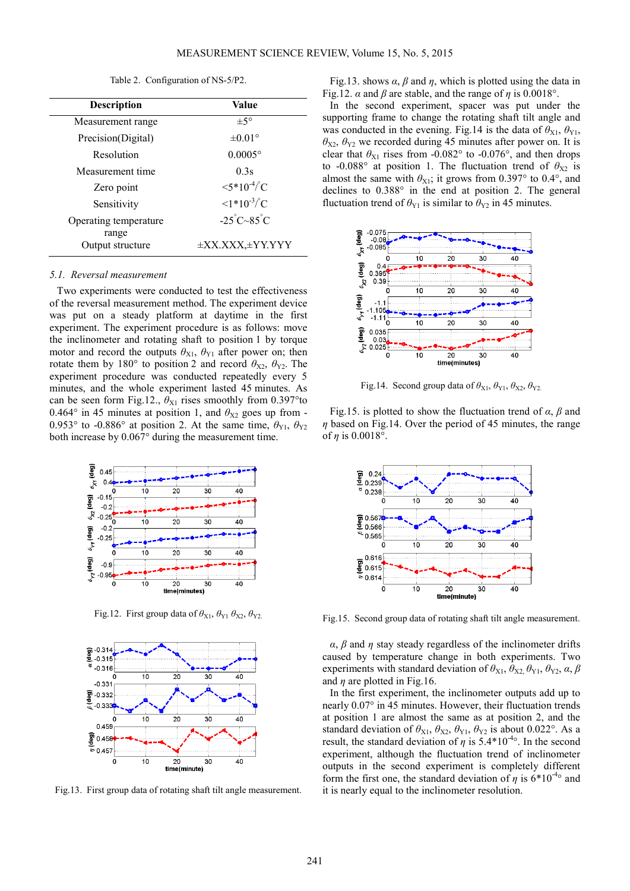Table 2. Configuration of NS-5/P2.

| Description | Value |
|---|---|
| Measurement range | ±5° |
| Precision(Digital) | ±0.01° |
| Resolution | 0.0005° |
| Measurement time | 0.3s |
| Zero point | $<5*10^{-4}/^{\circ}C$ |
| Sensitivity | $<1*10^{-3}/^{\circ}C$ |
| Operating temperature range | $-25^{\circ}C \sim 85^{\circ}C$ |
| Output structure | ±XX.XXX,±YY.YYY |

### 5.1. *Reversal measurement*

Two experiments were conducted to test the effectiveness of the reversal measurement method. The experimental device was put on a steady platform at daytime in the first experiment. The experiment procedure is as follows: move the inclinometer and rotating shaft to position 1 by torque motor and record the outputs $\theta_{X1}$, $\theta_{Y1}$ after power on; then rotate them by 180° to position 2 and record $\theta_{X2}$, $\theta_{Y2}$. The experiment procedure was conducted repeatedly every 5 minutes, and the whole experiment lasted 45 minutes. As can be seen form Fig.12., $\theta_{X1}$ rises smoothly from 0.397°to 0.464° in 45 minutes at position 1, and $\theta_{X2}$ goes up from -0.953° to -0.886° at position 2. At the same time, $\theta_{Y1}$, $\theta_{Y2}$ both increase by 0.067° during the measurement time.

Fig.12. First group data of $\theta_{X1}$, $\theta_{Y1}$ $\theta_{X2}$, $\theta_{Y2}$.

Fig.13. First group data of rotating shaft tilt angle measurement.

Fig.13. shows $\alpha$, $\beta$ and $\eta$, which is plotted using the data in Fig.12. $\alpha$ and $\beta$ are stable, and the range of $\eta$ is 0.0018°.

In the second experiment, spacer was put under the supporting frame to change the rotating shaft tilt angle and was conducted in the evening. Fig.14 is the data of $\theta_{X1}$, $\theta_{Y1}$, $\theta_{X2}$, $\theta_{Y2}$ we recorded during 45 minutes after power on. It is clear that $\theta_{X1}$ rises from -0.082° to -0.076°, and then drops to -0.088° at position 1. The fluctuation trend of $\theta_{X2}$ is almost the same with $\theta_{X1}$; it grows from 0.397° to 0.4°, and declines to 0.388° in the end at position 2. The general fluctuation trend of $\theta_{Y1}$ is similar to $\theta_{Y2}$ in 45 minutes.

Fig.14. Second group data of $\theta_{X1}$, $\theta_{Y1}$, $\theta_{X2}$, $\theta_{Y2}$.

Fig.15. is plotted to show the fluctuation trend of $\alpha$, $\beta$ and $\eta$ based on Fig.14. Over the period of 45 minutes, the range of $\eta$ is 0.0018°.

Fig.15. Second group data of rotating shaft tilt angle measurement.

$\alpha$, $\beta$ and $\eta$ stay steady regardless of the inclinometer drifts caused by temperature change in both experiments. Two experiments with standard deviation of $\theta_{X1}$, $\theta_{X2}$, $\theta_{Y1}$, $\theta_{Y2}$, $\alpha$, $\beta$ and $\eta$ are plotted in Fig.16.

In the first experiment, the inclinometer outputs add up to nearly 0.07° in 45 minutes. However, their fluctuation trends at position 1 are almost the same as at position 2, and the standard deviation of $\theta_{X1}$, $\theta_{X2}$, $\theta_{Y1}$, $\theta_{Y2}$ is about 0.022°. As a result, the standard deviation of $\eta$ is $5.4*10^{-4}$°. In the second experiment, although the fluctuation trend of inclinometer outputs in the second experiment is completely different form the first one, the standard deviation of $\eta$ is $6*10^{-4}$° and it is nearly equal to the inclinometer resolution.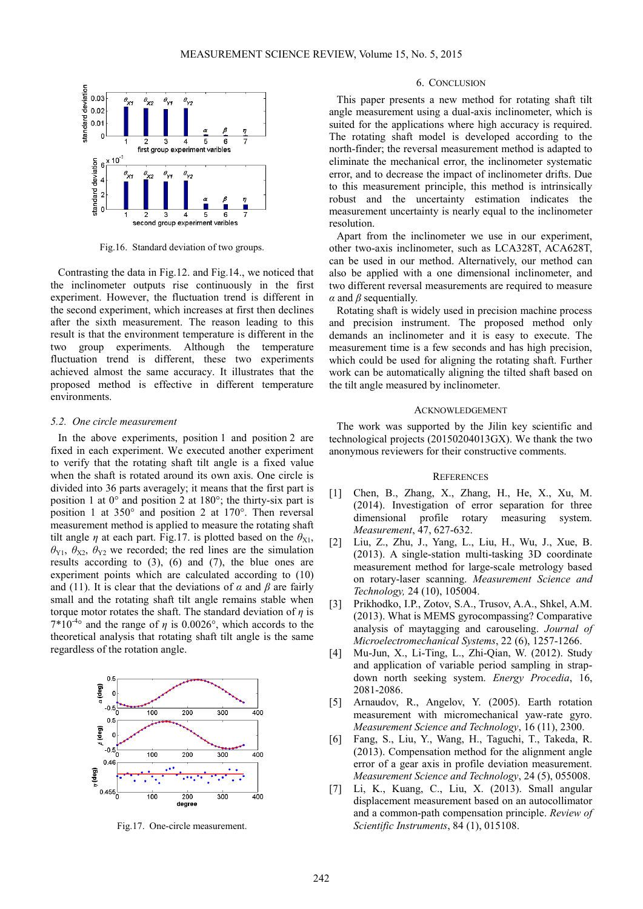Fig.16. Standard deviation of two groups.

Contrasting the data in Fig.12. and Fig.14., we noticed that the inclinometer outputs rise continuously in the first experiment. However, the fluctuation trend is different in the second experiment, which increases at first then declines after the sixth measurement. The reason leading to this result is that the environment temperature is different in the two group experiments. Although the temperature fluctuation trend is different, these experiments achieved almost the same accuracy. It illustrates that the proposed method is effective in different temperature environments.

### 5.2. One circle measurement

In the above experiments, position 1 and position 2 are fixed in each experiment. We executed another experiment to verify that the rotating shaft tilt angle is a fixed value when the shaft is rotated around its own axis. One circle is divided into 36 parts averagely; it means that the first part is position 1 at 0° and position 2 at 180°; the thirty-six part is position 1 at 350° and position 2 at 170°. Then reversal measurement method is applied to measure the rotating shaft tilt angle $\eta$ at each part. Fig.17. is plotted based on the $\theta_{X1}$, $\theta_{Y1}$, $\theta_{X2}$, $\theta_{Y2}$ we recorded; the red lines are the simulation results according to (3), (6) and (7), the blue ones are experiment points which are calculated according to (10) and (11). It is clear that the deviations of $\alpha$ and $\beta$ are fairly small and the rotating shaft tilt angle remains stable when the torque motor rotates the shaft. The standard deviation of $\eta$ is $7{*}10^{-4\circ}$ and the range of $\eta$ is 0.0026°, which accords to the theoretical analysis that rotating shaft tilt angle is the same regardless of the rotation angle.

Fig.17. One-circle measurement.

## 6. Conclusion

This paper presents a new method for rotating shaft tilt angle measurement using a dual-axis inclinometer, which is suited for the applications where high accuracy is required. The rotating shaft model is developed according to the north-finder; the reversal measurement method is adapted to eliminate the mechanical error, the inclinometer systematic error, and to decrease the impact of inclinometer drifts. Due to this measurement principle, this method is intrinsically robust and the uncertainty estimation indicates the measurement uncertainty is nearly equal to the inclinometer resolution.

Apart from the inclinometer we use in our experiment, other two-axis inclinometer, such as LCA328T, ACA628T, can be used in our method. Alternatively, our method can also be applied with a one dimensional inclinometer, and two different reversal measurements are required to measure $\alpha$ and $\beta$ sequentially.

Rotating shaft is widely used in precision machine process and precision instrument. The proposed method only demands an inclinometer and it is easy to execute. The measurement time is a few seconds and has high precision, which could be used for aligning the rotating shaft. Further work can be automatically aligning the tilted shaft based on the tilt angle measured by inclinometer.

## Acknowledgement

The work was supported by the Jilin key scientific and technological projects (20150204013GX). We thank the two anonymous reviewers for their constructive comments.

## References

[1] Chen, B., Zhang, X., Zhang, H., He, X., Xu, M. (2014). Investigation of error separation for three dimensional profile rotary measuring system. *Measurement*, 47, 627-632.

[2] Liu, Z., Zhu, J., Yang, L., Liu, H., Wu, J., Xue, B. (2013). A single-station multi-tasking 3D coordinate measurement method for large-scale metrology based on rotary-laser scanning. *Measurement Science and Technology*, 24 (10), 105004.

[3] Prikhodko, I.P., Zotov, S.A., Trusov, A.A., Shkel, A.M. (2013). What is MEMS gyrocompassing? Comparative analysis of maytagging and carouseling. *Journal of Microelectromechanical Systems*, 22 (6), 1257-1266.

[4] Mu-Jun, X., Li-Ting, L., Zhi-Qian, W. (2012). Study and application of variable period sampling in strap-down north seeking system. *Energy Procedia*, 16, 2081-2086.

[5] Arnaudov, R., Angelov, Y. (2005). Earth rotation measurement with micromechanical yaw-rate gyro. *Measurement Science and Technology*, 16 (11), 2300.

[6] Fang, S., Liu, Y., Wang, H., Taguchi, T., Takeda, R. (2013). Compensation method for the alignment angle error of a gear axis in profile deviation measurement. *Measurement Science and Technology*, 24 (5), 055008.

[7] Li, K., Kuang, C., Liu, X. (2013). Small angular displacement measurement based on an autocollimator and a common-path compensation principle. *Review of Scientific Instruments*, 84 (1), 015108.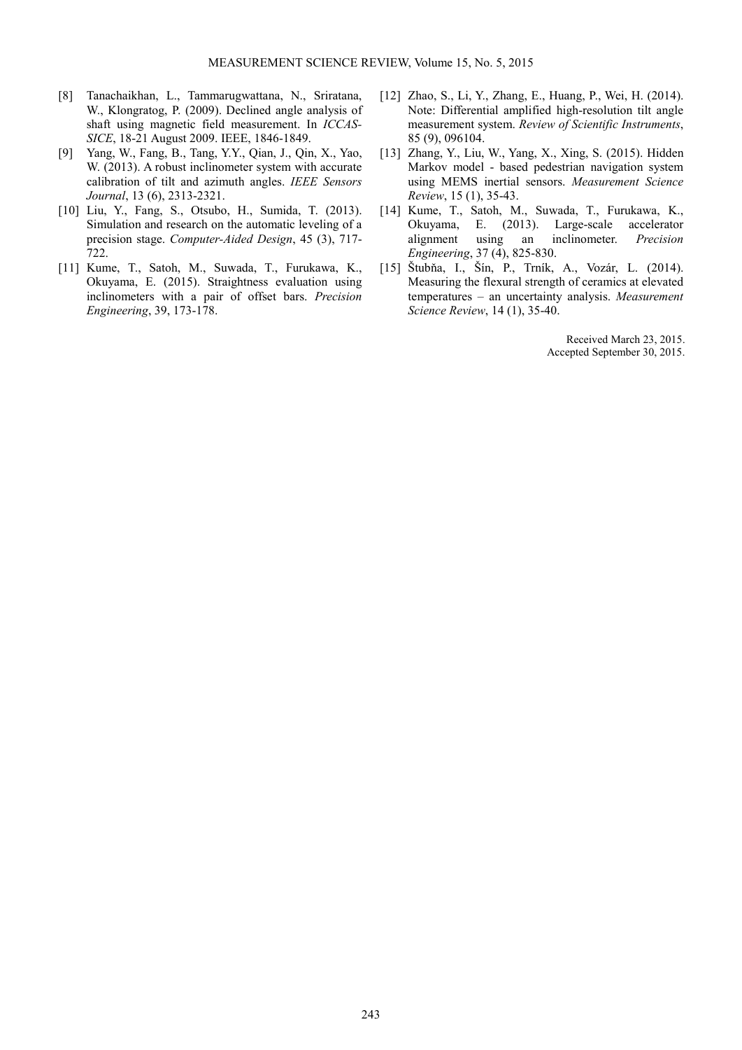[8] Tanachaikhan, L., Tammarugwattana, N., Sriratana, W., Klongratog, P. (2009). Declined angle analysis of shaft using magnetic field measurement. In *ICCAS-SICE*, 18-21 August 2009. IEEE, 1846-1849.

[9] Yang, W., Fang, B., Tang, Y.Y., Qian, J., Qin, X., Yao, W. (2013). A robust inclinometer system with accurate calibration of tilt and azimuth angles. *IEEE Sensors Journal*, 13 (6), 2313-2321.

[10] Liu, Y., Fang, S., Otsubo, H., Sumida, T. (2013). Simulation and research on the automatic leveling of a precision stage. *Computer-Aided Design*, 45 (3), 717-722.

[11] Kume, T., Satoh, M., Suwada, T., Furukawa, K., Okuyama, E. (2015). Straightness evaluation using inclinometers with a pair of offset bars. *Precision Engineering*, 39, 173-178.

[12] Zhao, S., Li, Y., Zhang, E., Huang, P., Wei, H. (2014). Note: Differential amplified high-resolution tilt angle measurement system. *Review of Scientific Instruments*, 85 (9), 096104.

[13] Zhang, Y., Liu, W., Yang, X., Xing, S. (2015). Hidden Markov model - based pedestrian navigation system using MEMS inertial sensors. *Measurement Science Review*, 15 (1), 35-43.

[14] Kume, T., Satoh, M., Suwada, T., Furukawa, K., Okuyama, E. (2013). Large-scale accelerator alignment using an inclinometer. *Precision Engineering*, 37 (4), 825-830.

[15] Štubňa, I., Šín, P., Trník, A., Vozár, L. (2014). Measuring the flexural strength of ceramics at elevated temperatures – an uncertainty analysis. *Measurement Science Review*, 14 (1), 35-40.

Received March 23, 2015.
Accepted September 30, 2015.